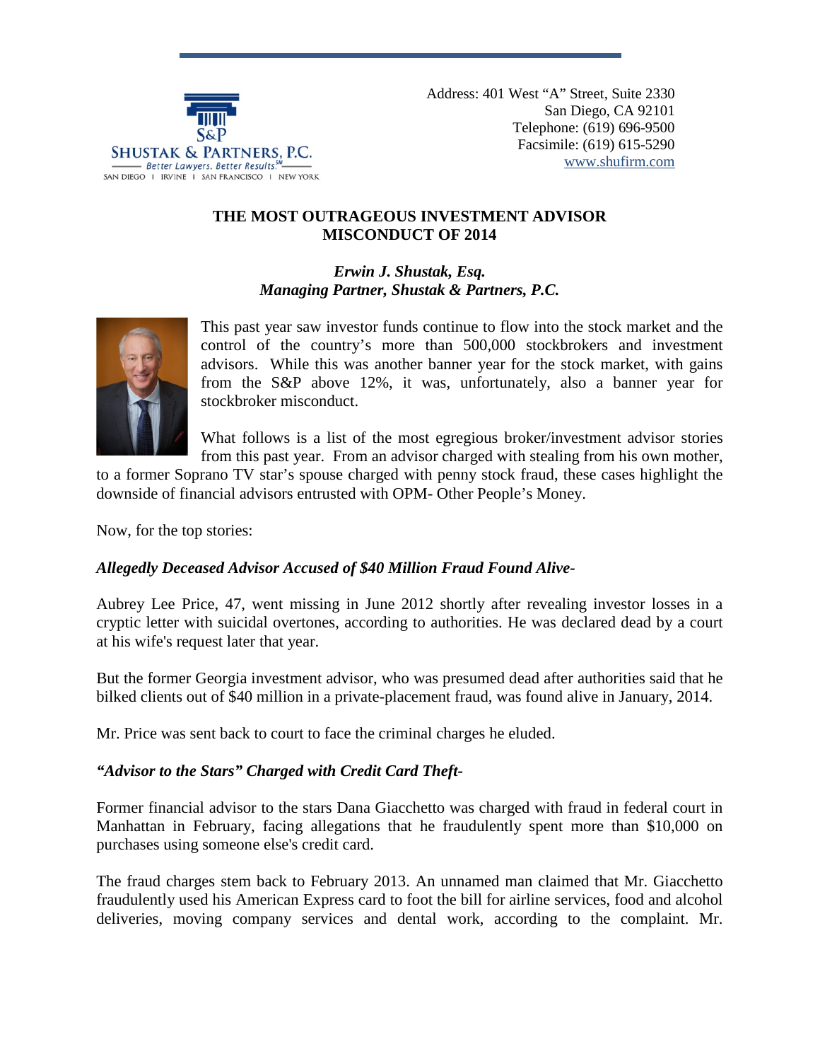Address: 401 West "A" Street, Suite 2330
San Diego, CA 92101
Telephone: (619) 696-9500
Facsimile: (619) 615-5290
www.shufirm.com

SHUSTAK & PARTNERS, P.C.
Better Lawyers. Better Results.SM
SAN DIEGO | IRVINE | SAN FRANCISCO | NEW YORK

# THE MOST OUTRAGEOUS INVESTMENT ADVISOR MISCONDUCT OF 2014

***Erwin J. Shustak, Esq.***
***Managing Partner, Shustak & Partners, P.C.***

This past year saw investor funds continue to flow into the stock market and the control of the country's more than 500,000 stockbrokers and investment advisors. While this was another banner year for the stock market, with gains from the S&P above 12%, it was, unfortunately, also a banner year for stockbroker misconduct.

What follows is a list of the most egregious broker/investment advisor stories from this past year. From an advisor charged with stealing from his own mother, to a former Soprano TV star's spouse charged with penny stock fraud, these cases highlight the downside of financial advisors entrusted with OPM- Other People's Money.

Now, for the top stories:

***Allegedly Deceased Advisor Accused of $40 Million Fraud Found Alive-***

Aubrey Lee Price, 47, went missing in June 2012 shortly after revealing investor losses in a cryptic letter with suicidal overtones, according to authorities. He was declared dead by a court at his wife's request later that year.

But the former Georgia investment advisor, who was presumed dead after authorities said that he bilked clients out of $40 million in a private-placement fraud, was found alive in January, 2014.

Mr. Price was sent back to court to face the criminal charges he eluded.

***"Advisor to the Stars" Charged with Credit Card Theft-***

Former financial advisor to the stars Dana Giacchetto was charged with fraud in federal court in Manhattan in February, facing allegations that he fraudulently spent more than $10,000 on purchases using someone else's credit card.

The fraud charges stem back to February 2013. An unnamed man claimed that Mr. Giacchetto fraudulently used his American Express card to foot the bill for airline services, food and alcohol deliveries, moving company services and dental work, according to the complaint. Mr.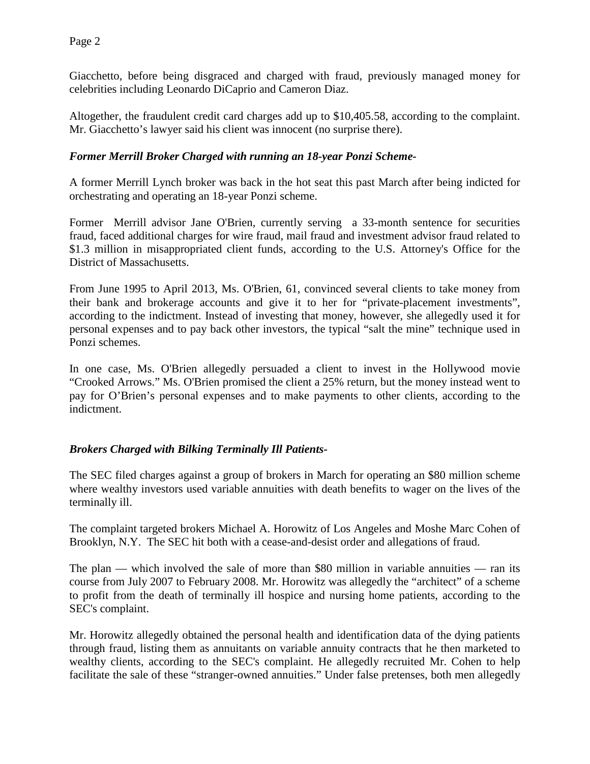Giacchetto, before being disgraced and charged with fraud, previously managed money for celebrities including Leonardo DiCaprio and Cameron Diaz.

Altogether, the fraudulent credit card charges add up to $10,405.58, according to the complaint. Mr. Giacchetto's lawyer said his client was innocent (no surprise there).

### *Former Merrill Broker Charged with running an 18-year Ponzi Scheme-*

A former Merrill Lynch broker was back in the hot seat this past March after being indicted for orchestrating and operating an 18-year Ponzi scheme.

Former Merrill advisor Jane O'Brien, currently serving a 33-month sentence for securities fraud, faced additional charges for wire fraud, mail fraud and investment advisor fraud related to $1.3 million in misappropriated client funds, according to the U.S. Attorney's Office for the District of Massachusetts.

From June 1995 to April 2013, Ms. O'Brien, 61, convinced several clients to take money from their bank and brokerage accounts and give it to her for "private-placement investments", according to the indictment. Instead of investing that money, however, she allegedly used it for personal expenses and to pay back other investors, the typical "salt the mine" technique used in Ponzi schemes.

In one case, Ms. O'Brien allegedly persuaded a client to invest in the Hollywood movie "Crooked Arrows." Ms. O'Brien promised the client a 25% return, but the money instead went to pay for O'Brien's personal expenses and to make payments to other clients, according to the indictment.

### *Brokers Charged with Bilking Terminally Ill Patients-*

The SEC filed charges against a group of brokers in March for operating an $80 million scheme where wealthy investors used variable annuities with death benefits to wager on the lives of the terminally ill.

The complaint targeted brokers Michael A. Horowitz of Los Angeles and Moshe Marc Cohen of Brooklyn, N.Y. The SEC hit both with a cease-and-desist order and allegations of fraud.

The plan — which involved the sale of more than $80 million in variable annuities — ran its course from July 2007 to February 2008. Mr. Horowitz was allegedly the "architect" of a scheme to profit from the death of terminally ill hospice and nursing home patients, according to the SEC's complaint.

Mr. Horowitz allegedly obtained the personal health and identification data of the dying patients through fraud, listing them as annuitants on variable annuity contracts that he then marketed to wealthy clients, according to the SEC's complaint. He allegedly recruited Mr. Cohen to help facilitate the sale of these "stranger-owned annuities." Under false pretenses, both men allegedly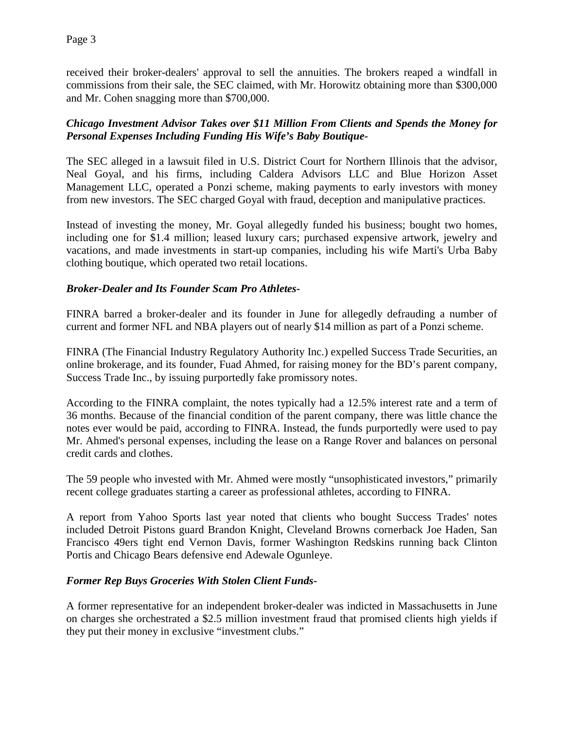received their broker-dealers' approval to sell the annuities. The brokers reaped a windfall in commissions from their sale, the SEC claimed, with Mr. Horowitz obtaining more than $300,000 and Mr. Cohen snagging more than $700,000.

***Chicago Investment Advisor Takes over $11 Million From Clients and Spends the Money for Personal Expenses Including Funding His Wife's Baby Boutique-***

The SEC alleged in a lawsuit filed in U.S. District Court for Northern Illinois that the advisor, Neal Goyal, and his firms, including Caldera Advisors LLC and Blue Horizon Asset Management LLC, operated a Ponzi scheme, making payments to early investors with money from new investors. The SEC charged Goyal with fraud, deception and manipulative practices.

Instead of investing the money, Mr. Goyal allegedly funded his business; bought two homes, including one for $1.4 million; leased luxury cars; purchased expensive artwork, jewelry and vacations, and made investments in start-up companies, including his wife Marti's Urba Baby clothing boutique, which operated two retail locations.

***Broker-Dealer and Its Founder Scam Pro Athletes-***

FINRA barred a broker-dealer and its founder in June for allegedly defrauding a number of current and former NFL and NBA players out of nearly $14 million as part of a Ponzi scheme.

FINRA (The Financial Industry Regulatory Authority Inc.) expelled Success Trade Securities, an online brokerage, and its founder, Fuad Ahmed, for raising money for the BD's parent company, Success Trade Inc., by issuing purportedly fake promissory notes.

According to the FINRA complaint, the notes typically had a 12.5% interest rate and a term of 36 months. Because of the financial condition of the parent company, there was little chance the notes ever would be paid, according to FINRA. Instead, the funds purportedly were used to pay Mr. Ahmed's personal expenses, including the lease on a Range Rover and balances on personal credit cards and clothes.

The 59 people who invested with Mr. Ahmed were mostly "unsophisticated investors," primarily recent college graduates starting a career as professional athletes, according to FINRA.

A report from Yahoo Sports last year noted that clients who bought Success Trades' notes included Detroit Pistons guard Brandon Knight, Cleveland Browns cornerback Joe Haden, San Francisco 49ers tight end Vernon Davis, former Washington Redskins running back Clinton Portis and Chicago Bears defensive end Adewale Ogunleye.

***Former Rep Buys Groceries With Stolen Client Funds-***

A former representative for an independent broker-dealer was indicted in Massachusetts in June on charges she orchestrated a $2.5 million investment fraud that promised clients high yields if they put their money in exclusive "investment clubs."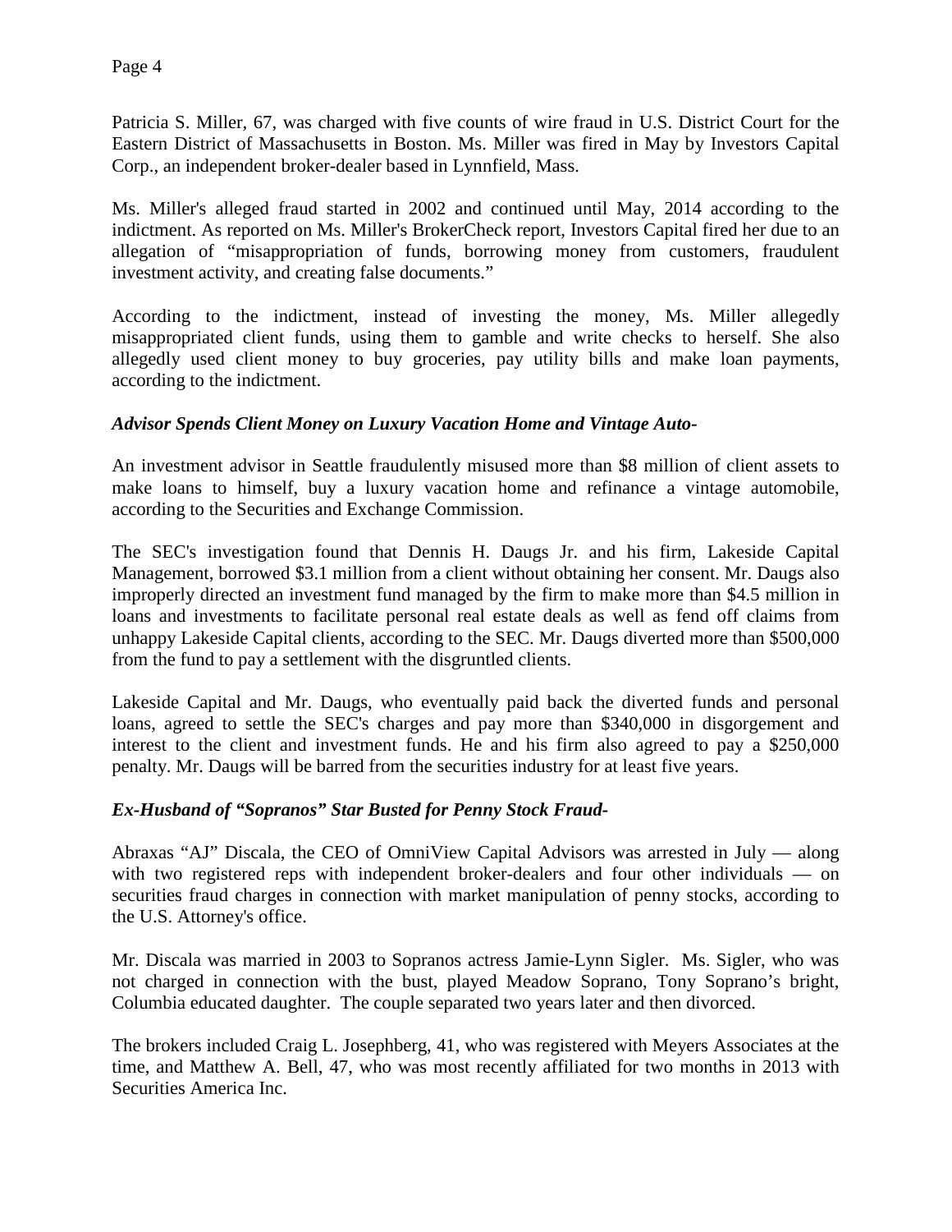Patricia S. Miller, 67, was charged with five counts of wire fraud in U.S. District Court for the Eastern District of Massachusetts in Boston. Ms. Miller was fired in May by Investors Capital Corp., an independent broker-dealer based in Lynnfield, Mass.

Ms. Miller's alleged fraud started in 2002 and continued until May, 2014 according to the indictment. As reported on Ms. Miller's BrokerCheck report, Investors Capital fired her due to an allegation of "misappropriation of funds, borrowing money from customers, fraudulent investment activity, and creating false documents."

According to the indictment, instead of investing the money, Ms. Miller allegedly misappropriated client funds, using them to gamble and write checks to herself. She also allegedly used client money to buy groceries, pay utility bills and make loan payments, according to the indictment.

***Advisor Spends Client Money on Luxury Vacation Home and Vintage Auto-***

An investment advisor in Seattle fraudulently misused more than $8 million of client assets to make loans to himself, buy a luxury vacation home and refinance a vintage automobile, according to the Securities and Exchange Commission.

The SEC's investigation found that Dennis H. Daugs Jr. and his firm, Lakeside Capital Management, borrowed $3.1 million from a client without obtaining her consent. Mr. Daugs also improperly directed an investment fund managed by the firm to make more than $4.5 million in loans and investments to facilitate personal real estate deals as well as fend off claims from unhappy Lakeside Capital clients, according to the SEC. Mr. Daugs diverted more than $500,000 from the fund to pay a settlement with the disgruntled clients.

Lakeside Capital and Mr. Daugs, who eventually paid back the diverted funds and personal loans, agreed to settle the SEC's charges and pay more than $340,000 in disgorgement and interest to the client and investment funds. He and his firm also agreed to pay a $250,000 penalty. Mr. Daugs will be barred from the securities industry for at least five years.

***Ex-Husband of "Sopranos" Star Busted for Penny Stock Fraud-***

Abraxas "AJ" Discala, the CEO of OmniView Capital Advisors was arrested in July — along with two registered reps with independent broker-dealers and four other individuals — on securities fraud charges in connection with market manipulation of penny stocks, according to the U.S. Attorney's office.

Mr. Discala was married in 2003 to Sopranos actress Jamie-Lynn Sigler. Ms. Sigler, who was not charged in connection with the bust, played Meadow Soprano, Tony Soprano's bright, Columbia educated daughter. The couple separated two years later and then divorced.

The brokers included Craig L. Josephberg, 41, who was registered with Meyers Associates at the time, and Matthew A. Bell, 47, who was most recently affiliated for two months in 2013 with Securities America Inc.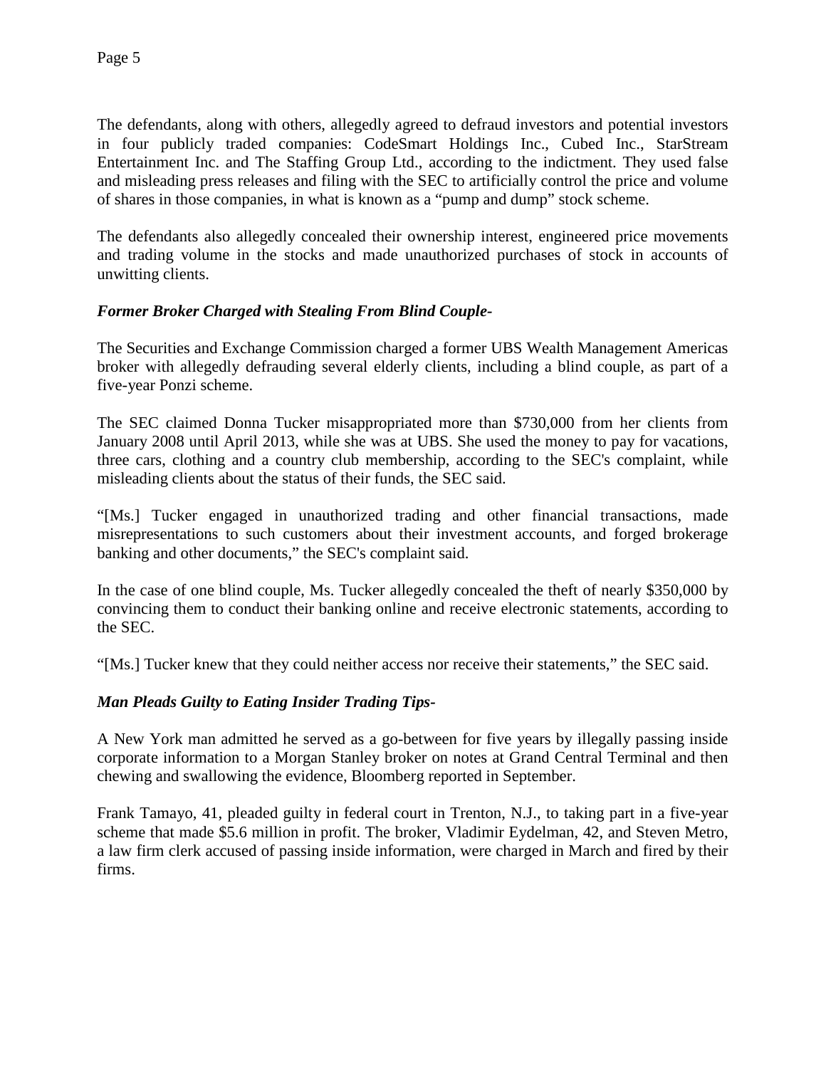The defendants, along with others, allegedly agreed to defraud investors and potential investors in four publicly traded companies: CodeSmart Holdings Inc., Cubed Inc., StarStream Entertainment Inc. and The Staffing Group Ltd., according to the indictment. They used false and misleading press releases and filing with the SEC to artificially control the price and volume of shares in those companies, in what is known as a "pump and dump" stock scheme.

The defendants also allegedly concealed their ownership interest, engineered price movements and trading volume in the stocks and made unauthorized purchases of stock in accounts of unwitting clients.

***Former Broker Charged with Stealing From Blind Couple-***

The Securities and Exchange Commission charged a former UBS Wealth Management Americas broker with allegedly defrauding several elderly clients, including a blind couple, as part of a five-year Ponzi scheme.

The SEC claimed Donna Tucker misappropriated more than $730,000 from her clients from January 2008 until April 2013, while she was at UBS. She used the money to pay for vacations, three cars, clothing and a country club membership, according to the SEC's complaint, while misleading clients about the status of their funds, the SEC said.

"[Ms.] Tucker engaged in unauthorized trading and other financial transactions, made misrepresentations to such customers about their investment accounts, and forged brokerage banking and other documents," the SEC's complaint said.

In the case of one blind couple, Ms. Tucker allegedly concealed the theft of nearly $350,000 by convincing them to conduct their banking online and receive electronic statements, according to the SEC.

"[Ms.] Tucker knew that they could neither access nor receive their statements," the SEC said.

***Man Pleads Guilty to Eating Insider Trading Tips-***

A New York man admitted he served as a go-between for five years by illegally passing inside corporate information to a Morgan Stanley broker on notes at Grand Central Terminal and then chewing and swallowing the evidence, Bloomberg reported in September.

Frank Tamayo, 41, pleaded guilty in federal court in Trenton, N.J., to taking part in a five-year scheme that made $5.6 million in profit. The broker, Vladimir Eydelman, 42, and Steven Metro, a law firm clerk accused of passing inside information, were charged in March and fired by their firms.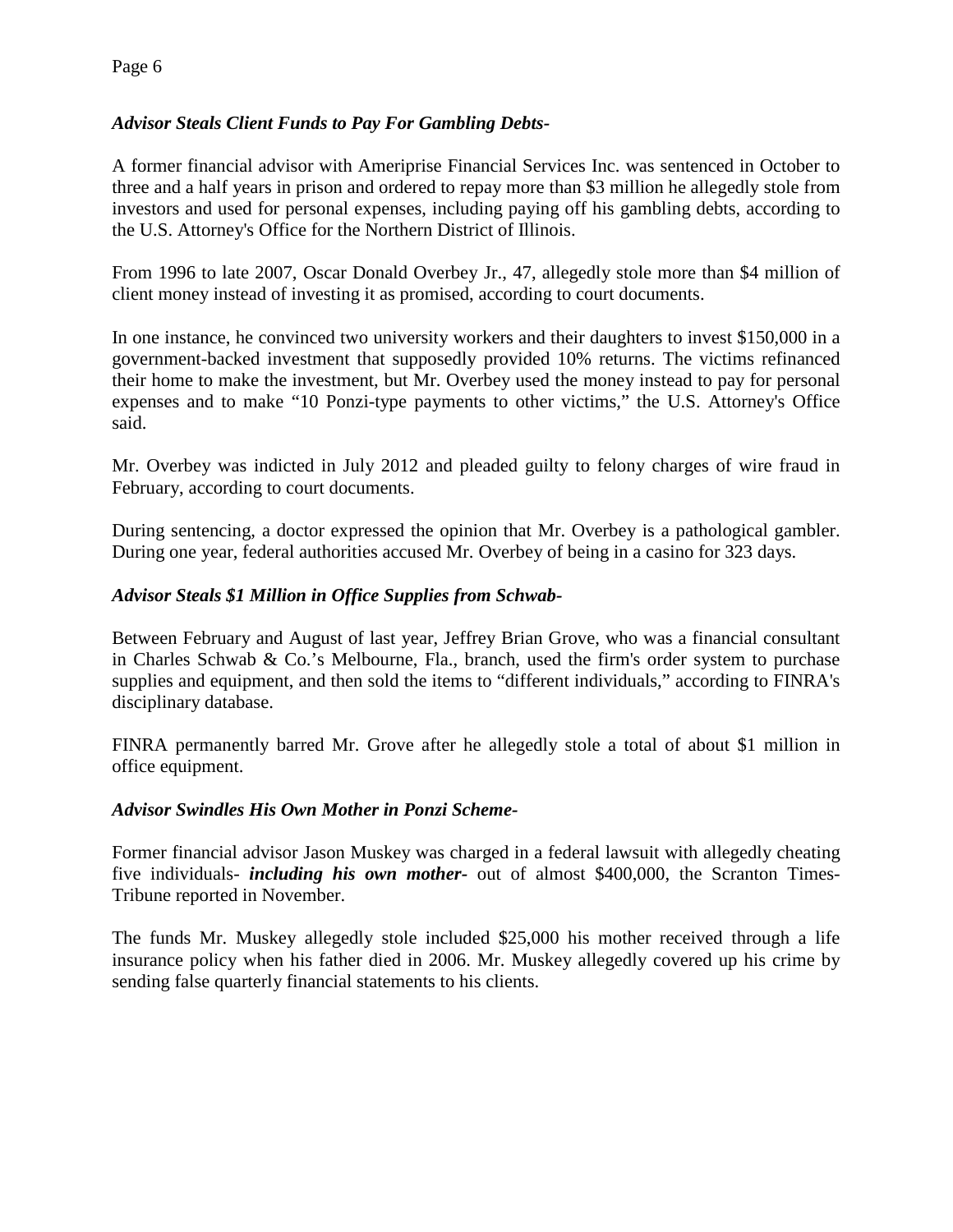### *Advisor Steals Client Funds to Pay For Gambling Debts-*

A former financial advisor with Ameriprise Financial Services Inc. was sentenced in October to three and a half years in prison and ordered to repay more than $3 million he allegedly stole from investors and used for personal expenses, including paying off his gambling debts, according to the U.S. Attorney's Office for the Northern District of Illinois.

From 1996 to late 2007, Oscar Donald Overbey Jr., 47, allegedly stole more than $4 million of client money instead of investing it as promised, according to court documents.

In one instance, he convinced two university workers and their daughters to invest $150,000 in a government-backed investment that supposedly provided 10% returns. The victims refinanced their home to make the investment, but Mr. Overbey used the money instead to pay for personal expenses and to make "10 Ponzi-type payments to other victims," the U.S. Attorney's Office said.

Mr. Overbey was indicted in July 2012 and pleaded guilty to felony charges of wire fraud in February, according to court documents.

During sentencing, a doctor expressed the opinion that Mr. Overbey is a pathological gambler. During one year, federal authorities accused Mr. Overbey of being in a casino for 323 days.

### *Advisor Steals $1 Million in Office Supplies from Schwab-*

Between February and August of last year, Jeffrey Brian Grove, who was a financial consultant in Charles Schwab & Co.'s Melbourne, Fla., branch, used the firm's order system to purchase supplies and equipment, and then sold the items to "different individuals," according to FINRA's disciplinary database.

FINRA permanently barred Mr. Grove after he allegedly stole a total of about $1 million in office equipment.

### *Advisor Swindles His Own Mother in Ponzi Scheme-*

Former financial advisor Jason Muskey was charged in a federal lawsuit with allegedly cheating five individuals- ***including his own mother-*** out of almost $400,000, the Scranton Times-Tribune reported in November.

The funds Mr. Muskey allegedly stole included $25,000 his mother received through a life insurance policy when his father died in 2006. Mr. Muskey allegedly covered up his crime by sending false quarterly financial statements to his clients.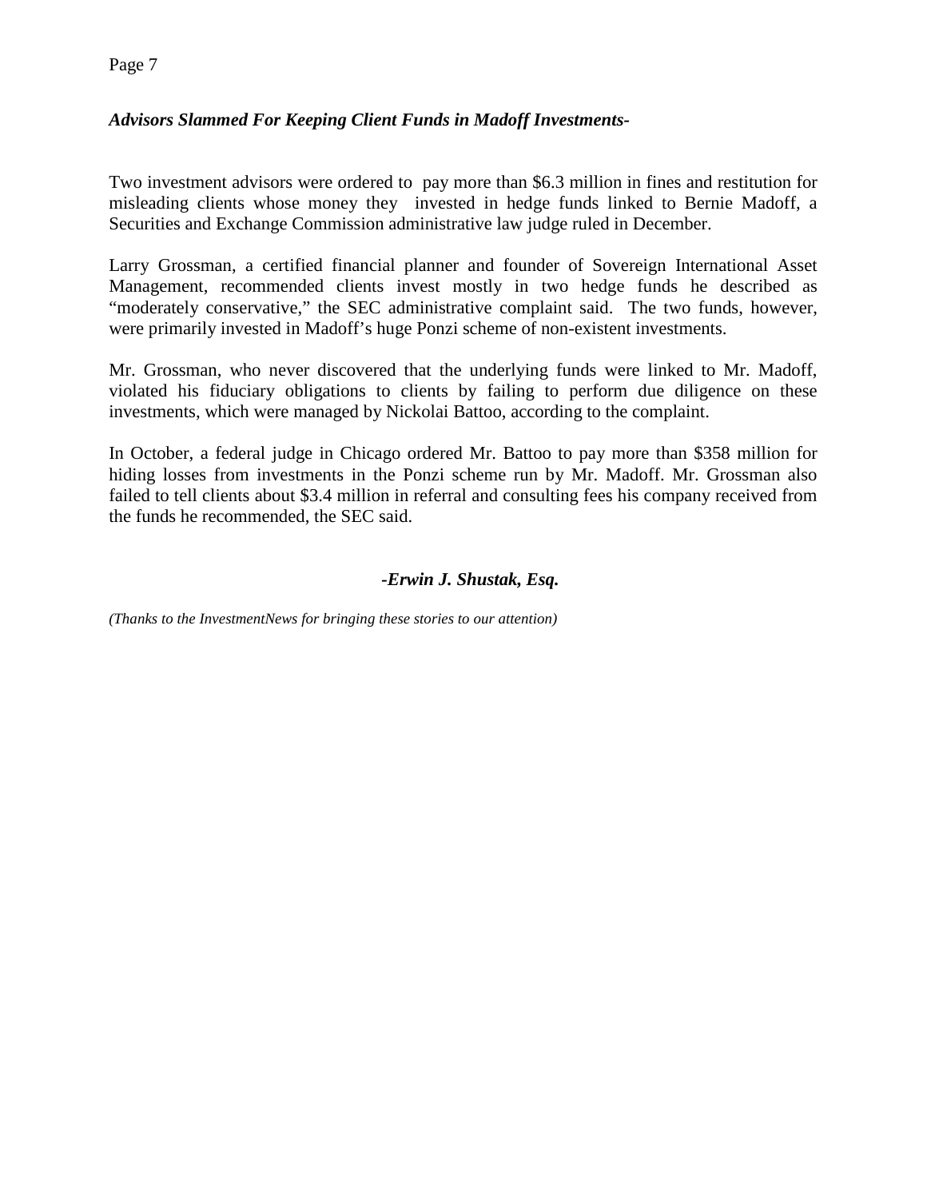### *Advisors Slammed For Keeping Client Funds in Madoff Investments-*

Two investment advisors were ordered to pay more than $6.3 million in fines and restitution for misleading clients whose money they invested in hedge funds linked to Bernie Madoff, a Securities and Exchange Commission administrative law judge ruled in December.

Larry Grossman, a certified financial planner and founder of Sovereign International Asset Management, recommended clients invest mostly in two hedge funds he described as "moderately conservative," the SEC administrative complaint said. The two funds, however, were primarily invested in Madoff's huge Ponzi scheme of non-existent investments.

Mr. Grossman, who never discovered that the underlying funds were linked to Mr. Madoff, violated his fiduciary obligations to clients by failing to perform due diligence on these investments, which were managed by Nickolai Battoo, according to the complaint.

In October, a federal judge in Chicago ordered Mr. Battoo to pay more than $358 million for hiding losses from investments in the Ponzi scheme run by Mr. Madoff. Mr. Grossman also failed to tell clients about $3.4 million in referral and consulting fees his company received from the funds he recommended, the SEC said.

***-Erwin J. Shustak, Esq.***

*(Thanks to the InvestmentNews for bringing these stories to our attention)*